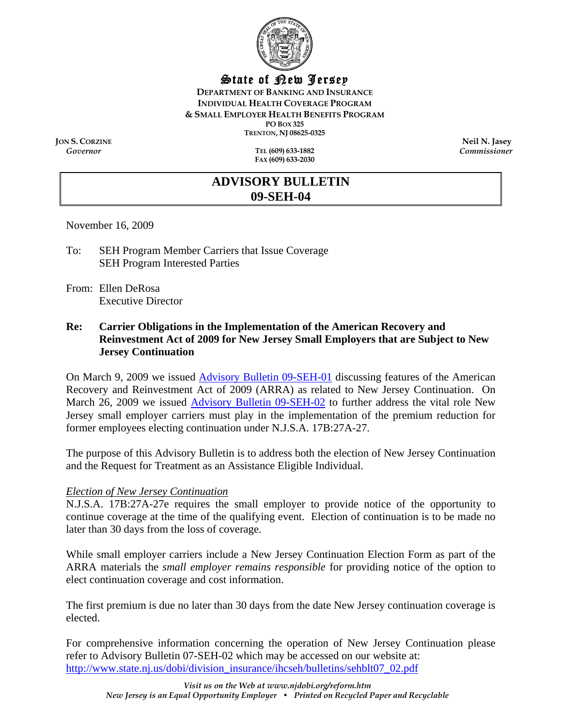# State of New Jersey

**DEPARTMENT OF BANKING AND INSURANCE**
**INDIVIDUAL HEALTH COVERAGE PROGRAM**
**& SMALL EMPLOYER HEALTH BENEFITS PROGRAM**
**PO BOX 325**
**TRENTON, NJ 08625-0325**

**JON S. CORZINE**
*Governor*

**TEL (609) 633-1882**
**FAX (609) 633-2030**

**Neil N. Jasey**
*Commissioner*

## ADVISORY BULLETIN
## 09-SEH-04

November 16, 2009

To: SEH Program Member Carriers that Issue Coverage
SEH Program Interested Parties

From: Ellen DeRosa
Executive Director

**Re: Carrier Obligations in the Implementation of the American Recovery and Reinvestment Act of 2009 for New Jersey Small Employers that are Subject to New Jersey Continuation**

On March 9, 2009 we issued Advisory Bulletin 09-SEH-01 discussing features of the American Recovery and Reinvestment Act of 2009 (ARRA) as related to New Jersey Continuation. On March 26, 2009 we issued Advisory Bulletin 09-SEH-02 to further address the vital role New Jersey small employer carriers must play in the implementation of the premium reduction for former employees electing continuation under N.J.S.A. 17B:27A-27.

The purpose of this Advisory Bulletin is to address both the election of New Jersey Continuation and the Request for Treatment as an Assistance Eligible Individual.

*Election of New Jersey Continuation*
N.J.S.A. 17B:27A-27e requires the small employer to provide notice of the opportunity to continue coverage at the time of the qualifying event. Election of continuation is to be made no later than 30 days from the loss of coverage.

While small employer carriers include a New Jersey Continuation Election Form as part of the ARRA materials the *small employer remains responsible* for providing notice of the option to elect continuation coverage and cost information.

The first premium is due no later than 30 days from the date New Jersey continuation coverage is elected.

For comprehensive information concerning the operation of New Jersey Continuation please refer to Advisory Bulletin 07-SEH-02 which may be accessed on our website at: http://www.state.nj.us/dobi/division_insurance/ihcseh/bulletins/sehblt07_02.pdf

*Visit us on the Web at www.njdobi.org/reform.htm*
*New Jersey is an Equal Opportunity Employer • Printed on Recycled Paper and Recyclable*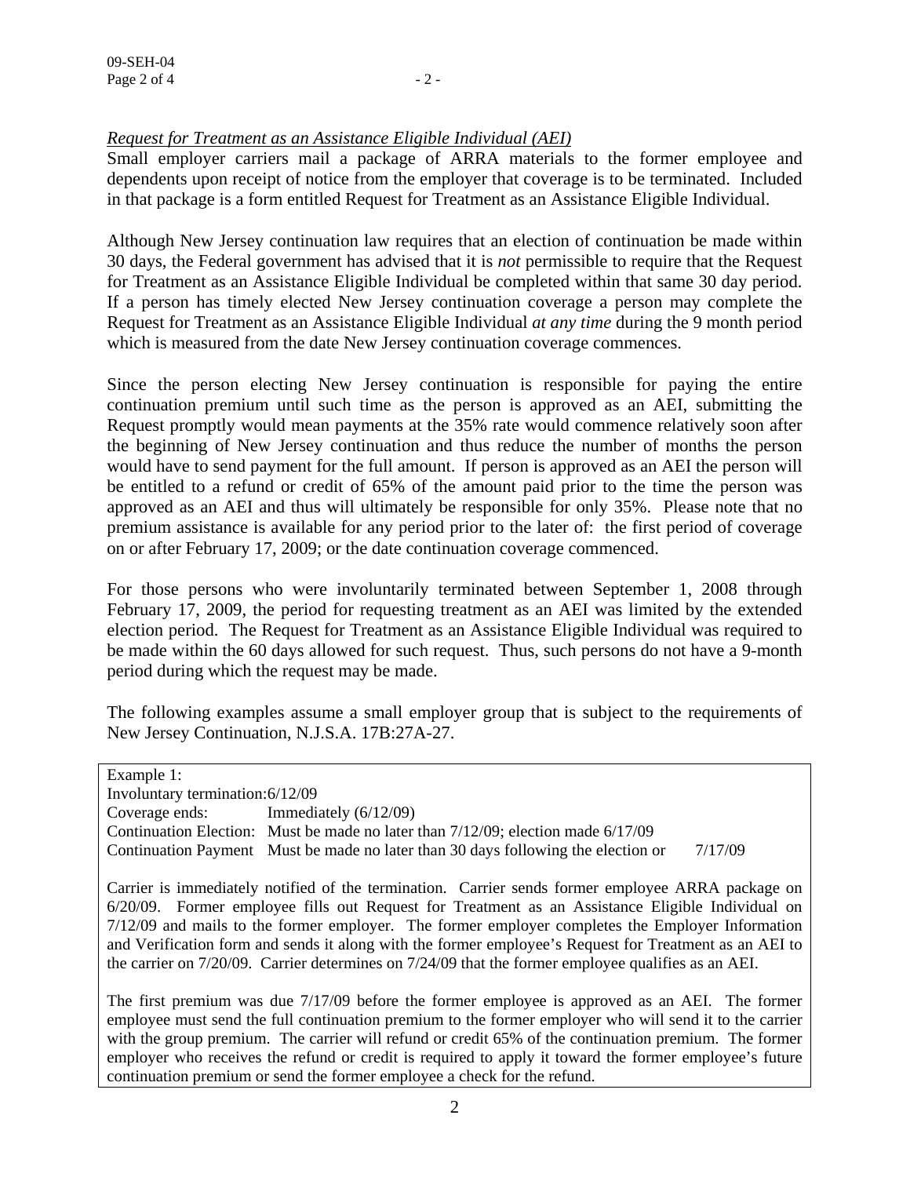*Request for Treatment as an Assistance Eligible Individual (AEI)*

Small employer carriers mail a package of ARRA materials to the former employee and dependents upon receipt of notice from the employer that coverage is to be terminated. Included in that package is a form entitled Request for Treatment as an Assistance Eligible Individual.

Although New Jersey continuation law requires that an election of continuation be made within 30 days, the Federal government has advised that it is *not* permissible to require that the Request for Treatment as an Assistance Eligible Individual be completed within that same 30 day period. If a person has timely elected New Jersey continuation coverage a person may complete the Request for Treatment as an Assistance Eligible Individual *at any time* during the 9 month period which is measured from the date New Jersey continuation coverage commences.

Since the person electing New Jersey continuation is responsible for paying the entire continuation premium until such time as the person is approved as an AEI, submitting the Request promptly would mean payments at the 35% rate would commence relatively soon after the beginning of New Jersey continuation and thus reduce the number of months the person would have to send payment for the full amount. If person is approved as an AEI the person will be entitled to a refund or credit of 65% of the amount paid prior to the time the person was approved as an AEI and thus will ultimately be responsible for only 35%. Please note that no premium assistance is available for any period prior to the later of: the first period of coverage on or after February 17, 2009; or the date continuation coverage commenced.

For those persons who were involuntarily terminated between September 1, 2008 through February 17, 2009, the period for requesting treatment as an AEI was limited by the extended election period. The Request for Treatment as an Assistance Eligible Individual was required to be made within the 60 days allowed for such request. Thus, such persons do not have a 9-month period during which the request may be made.

The following examples assume a small employer group that is subject to the requirements of New Jersey Continuation, N.J.S.A. 17B:27A-27.

Example 1:

Involuntary termination: 6/12/09

Coverage ends: Immediately (6/12/09)

Continuation Election: Must be made no later than 7/12/09; election made 6/17/09

Continuation Payment Must be made no later than 30 days following the election or 7/17/09

Carrier is immediately notified of the termination. Carrier sends former employee ARRA package on 6/20/09. Former employee fills out Request for Treatment as an Assistance Eligible Individual on 7/12/09 and mails to the former employer. The former employer completes the Employer Information and Verification form and sends it along with the former employee's Request for Treatment as an AEI to the carrier on 7/20/09. Carrier determines on 7/24/09 that the former employee qualifies as an AEI.

The first premium was due 7/17/09 before the former employee is approved as an AEI. The former employee must send the full continuation premium to the former employer who will send it to the carrier with the group premium. The carrier will refund or credit 65% of the continuation premium. The former employer who receives the refund or credit is required to apply it toward the former employee's future continuation premium or send the former employee a check for the refund.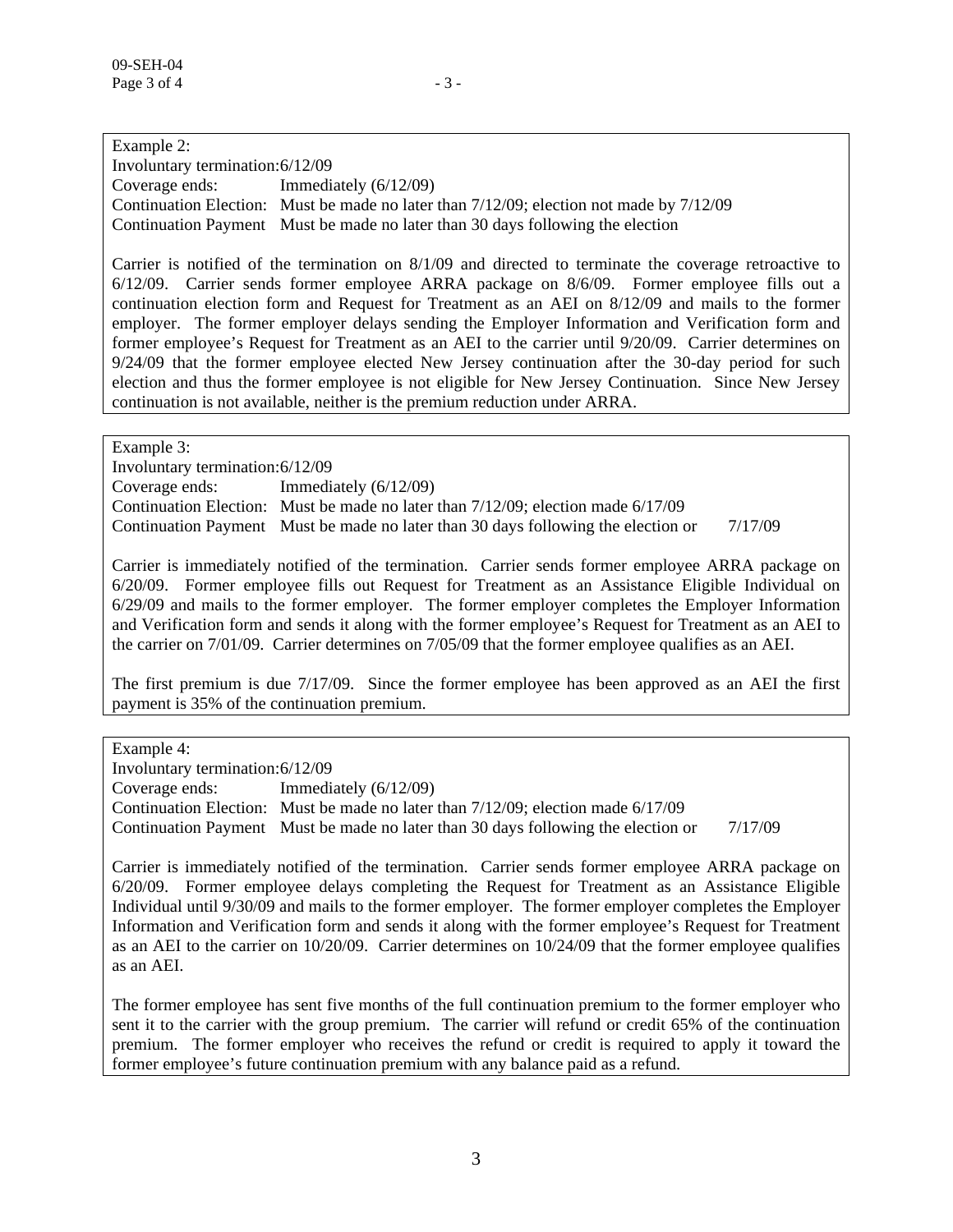Example 2:

Involuntary termination: 6/12/09
Coverage ends: Immediately (6/12/09)
Continuation Election: Must be made no later than 7/12/09; election not made by 7/12/09
Continuation Payment Must be made no later than 30 days following the election

Carrier is notified of the termination on 8/1/09 and directed to terminate the coverage retroactive to 6/12/09. Carrier sends former employee ARRA package on 8/6/09. Former employee fills out a continuation election form and Request for Treatment as an AEI on 8/12/09 and mails to the former employer. The former employer delays sending the Employer Information and Verification form and former employee's Request for Treatment as an AEI to the carrier until 9/20/09. Carrier determines on 9/24/09 that the former employee elected New Jersey continuation after the 30-day period for such election and thus the former employee is not eligible for New Jersey Continuation. Since New Jersey continuation is not available, neither is the premium reduction under ARRA.

Example 3:

Involuntary termination: 6/12/09
Coverage ends: Immediately (6/12/09)
Continuation Election: Must be made no later than 7/12/09; election made 6/17/09
Continuation Payment Must be made no later than 30 days following the election or 7/17/09

Carrier is immediately notified of the termination. Carrier sends former employee ARRA package on 6/20/09. Former employee fills out Request for Treatment as an Assistance Eligible Individual on 6/29/09 and mails to the former employer. The former employer completes the Employer Information and Verification form and sends it along with the former employee's Request for Treatment as an AEI to the carrier on 7/01/09. Carrier determines on 7/05/09 that the former employee qualifies as an AEI.

The first premium is due 7/17/09. Since the former employee has been approved as an AEI the first payment is 35% of the continuation premium.

Example 4:

Involuntary termination: 6/12/09
Coverage ends: Immediately (6/12/09)
Continuation Election: Must be made no later than 7/12/09; election made 6/17/09
Continuation Payment Must be made no later than 30 days following the election or 7/17/09

Carrier is immediately notified of the termination. Carrier sends former employee ARRA package on 6/20/09. Former employee delays completing the Request for Treatment as an Assistance Eligible Individual until 9/30/09 and mails to the former employer. The former employer completes the Employer Information and Verification form and sends it along with the former employee's Request for Treatment as an AEI to the carrier on 10/20/09. Carrier determines on 10/24/09 that the former employee qualifies as an AEI.

The former employee has sent five months of the full continuation premium to the former employer who sent it to the carrier with the group premium. The carrier will refund or credit 65% of the continuation premium. The former employer who receives the refund or credit is required to apply it toward the former employee's future continuation premium with any balance paid as a refund.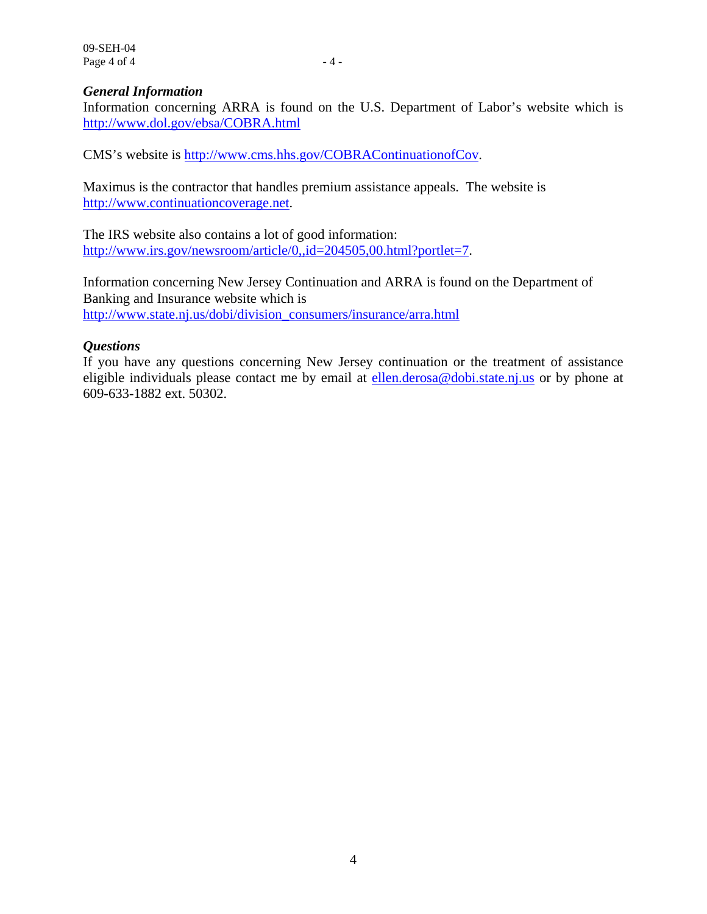### *General Information*

Information concerning ARRA is found on the U.S. Department of Labor's website which is http://www.dol.gov/ebsa/COBRA.html

CMS's website is http://www.cms.hhs.gov/COBRAContinuationofCov.

Maximus is the contractor that handles premium assistance appeals. The website is http://www.continuationcoverage.net.

The IRS website also contains a lot of good information: http://www.irs.gov/newsroom/article/0,,id=204505,00.html?portlet=7.

Information concerning New Jersey Continuation and ARRA is found on the Department of Banking and Insurance website which is http://www.state.nj.us/dobi/division_consumers/insurance/arra.html

### *Questions*

If you have any questions concerning New Jersey continuation or the treatment of assistance eligible individuals please contact me by email at ellen.derosa@dobi.state.nj.us or by phone at 609-633-1882 ext. 50302.